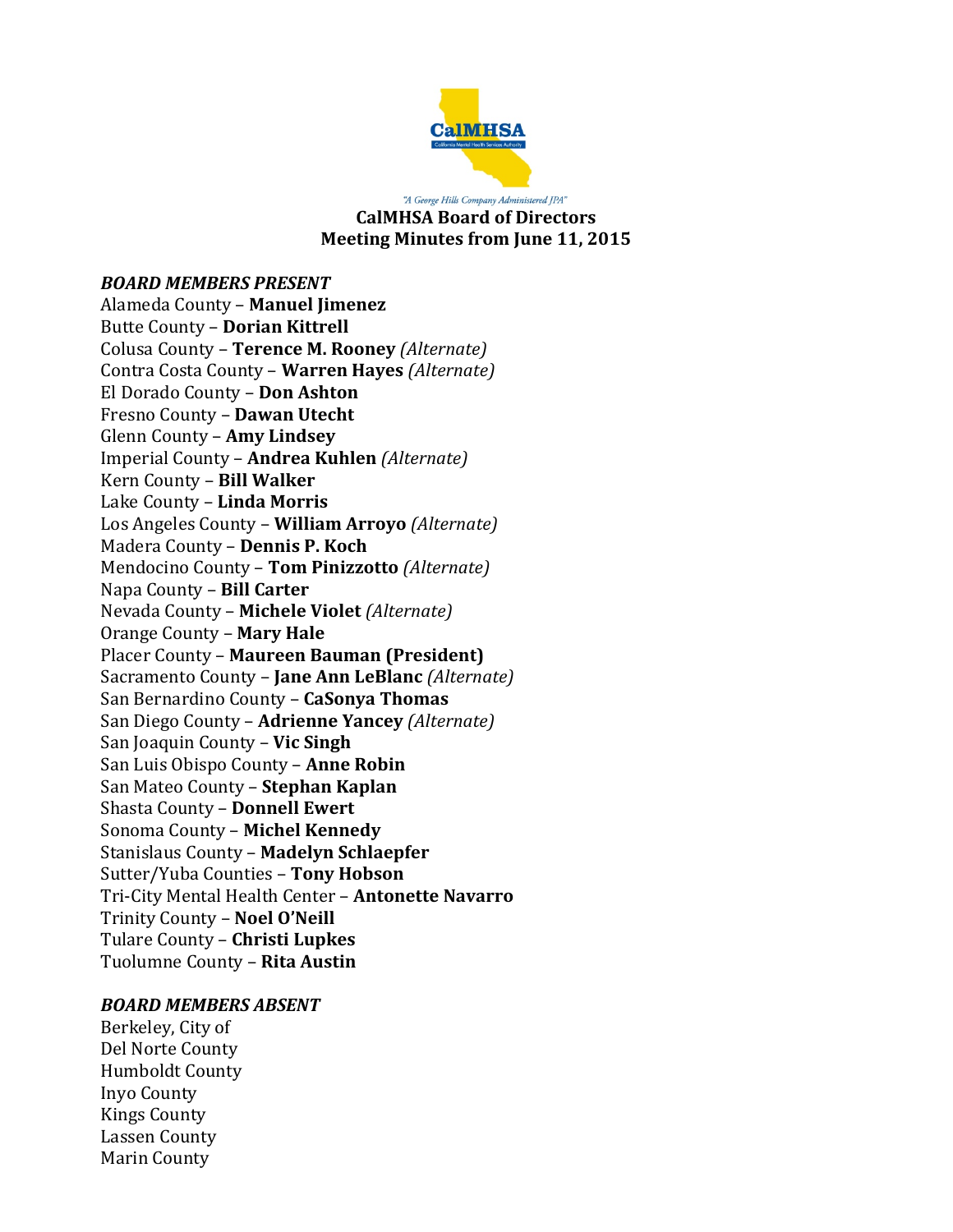"A George Hills Company Administered JPA"

# CalMHSA Board of Directors
## Meeting Minutes from June 11, 2015

***BOARD MEMBERS PRESENT***

Alameda County – **Manuel Jimenez**
Butte County – **Dorian Kittrell**
Colusa County – **Terence M. Rooney** *(Alternate)*
Contra Costa County – **Warren Hayes** *(Alternate)*
El Dorado County – **Don Ashton**
Fresno County – **Dawan Utecht**
Glenn County – **Amy Lindsey**
Imperial County – **Andrea Kuhlen** *(Alternate)*
Kern County – **Bill Walker**
Lake County – **Linda Morris**
Los Angeles County – **William Arroyo** *(Alternate)*
Madera County – **Dennis P. Koch**
Mendocino County – **Tom Pinizzotto** *(Alternate)*
Napa County – **Bill Carter**
Nevada County – **Michele Violet** *(Alternate)*
Orange County – **Mary Hale**
Placer County – **Maureen Bauman (President)**
Sacramento County – **Jane Ann LeBlanc** *(Alternate)*
San Bernardino County – **CaSonya Thomas**
San Diego County – **Adrienne Yancey** *(Alternate)*
San Joaquin County – **Vic Singh**
San Luis Obispo County – **Anne Robin**
San Mateo County – **Stephan Kaplan**
Shasta County – **Donnell Ewert**
Sonoma County – **Michel Kennedy**
Stanislaus County – **Madelyn Schlaepfer**
Sutter/Yuba Counties – **Tony Hobson**
Tri-City Mental Health Center – **Antonette Navarro**
Trinity County – **Noel O'Neill**
Tulare County – **Christi Lupkes**
Tuolumne County – **Rita Austin**

***BOARD MEMBERS ABSENT***

Berkeley, City of
Del Norte County
Humboldt County
Inyo County
Kings County
Lassen County
Marin County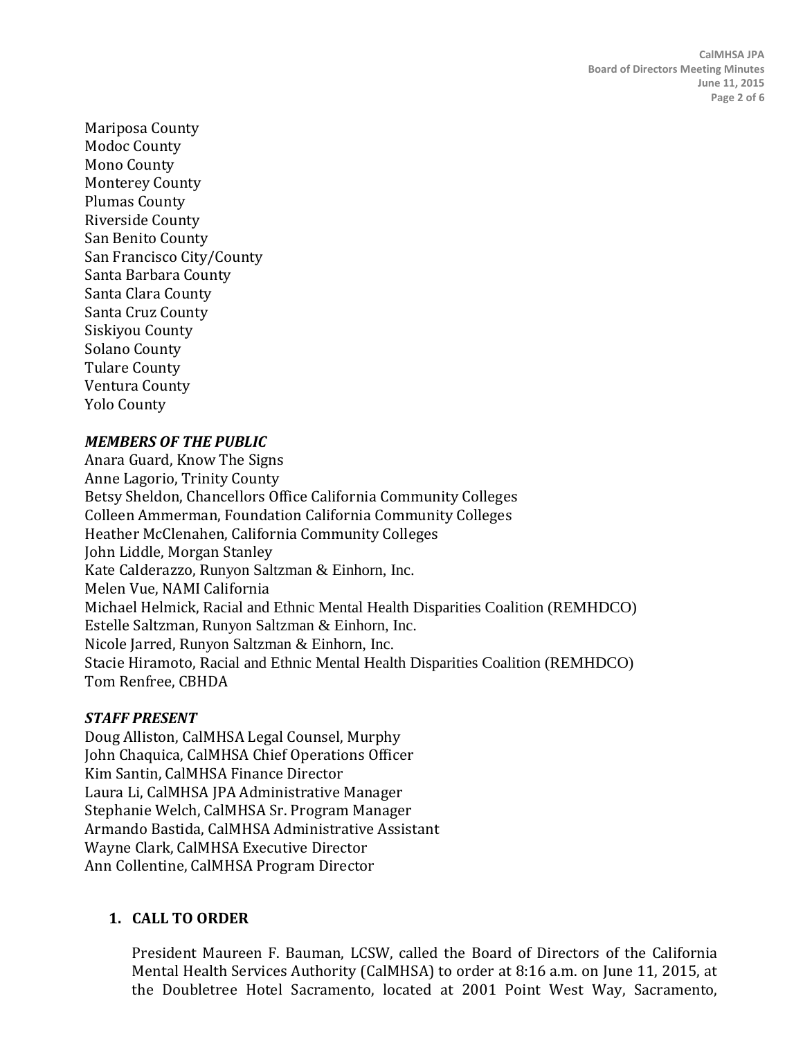Mariposa County
Modoc County
Mono County
Monterey County
Plumas County
Riverside County
San Benito County
San Francisco City/County
Santa Barbara County
Santa Clara County
Santa Cruz County
Siskiyou County
Solano County
Tulare County
Ventura County
Yolo County

***MEMBERS OF THE PUBLIC***

Anara Guard, Know The Signs
Anne Lagorio, Trinity County
Betsy Sheldon, Chancellors Office California Community Colleges
Colleen Ammerman, Foundation California Community Colleges
Heather McClenahen, California Community Colleges
John Liddle, Morgan Stanley
Kate Calderazzo, Runyon Saltzman & Einhorn, Inc.
Melen Vue, NAMI California
Michael Helmick, Racial and Ethnic Mental Health Disparities Coalition (REMHDCO)
Estelle Saltzman, Runyon Saltzman & Einhorn, Inc.
Nicole Jarred, Runyon Saltzman & Einhorn, Inc.
Stacie Hiramoto, Racial and Ethnic Mental Health Disparities Coalition (REMHDCO)
Tom Renfree, CBHDA

***STAFF PRESENT***

Doug Alliston, CalMHSA Legal Counsel, Murphy
John Chaquica, CalMHSA Chief Operations Officer
Kim Santin, CalMHSA Finance Director
Laura Li, CalMHSA JPA Administrative Manager
Stephanie Welch, CalMHSA Sr. Program Manager
Armando Bastida, CalMHSA Administrative Assistant
Wayne Clark, CalMHSA Executive Director
Ann Collentine, CalMHSA Program Director

## 1. CALL TO ORDER

President Maureen F. Bauman, LCSW, called the Board of Directors of the California Mental Health Services Authority (CalMHSA) to order at 8:16 a.m. on June 11, 2015, at the Doubletree Hotel Sacramento, located at 2001 Point West Way, Sacramento,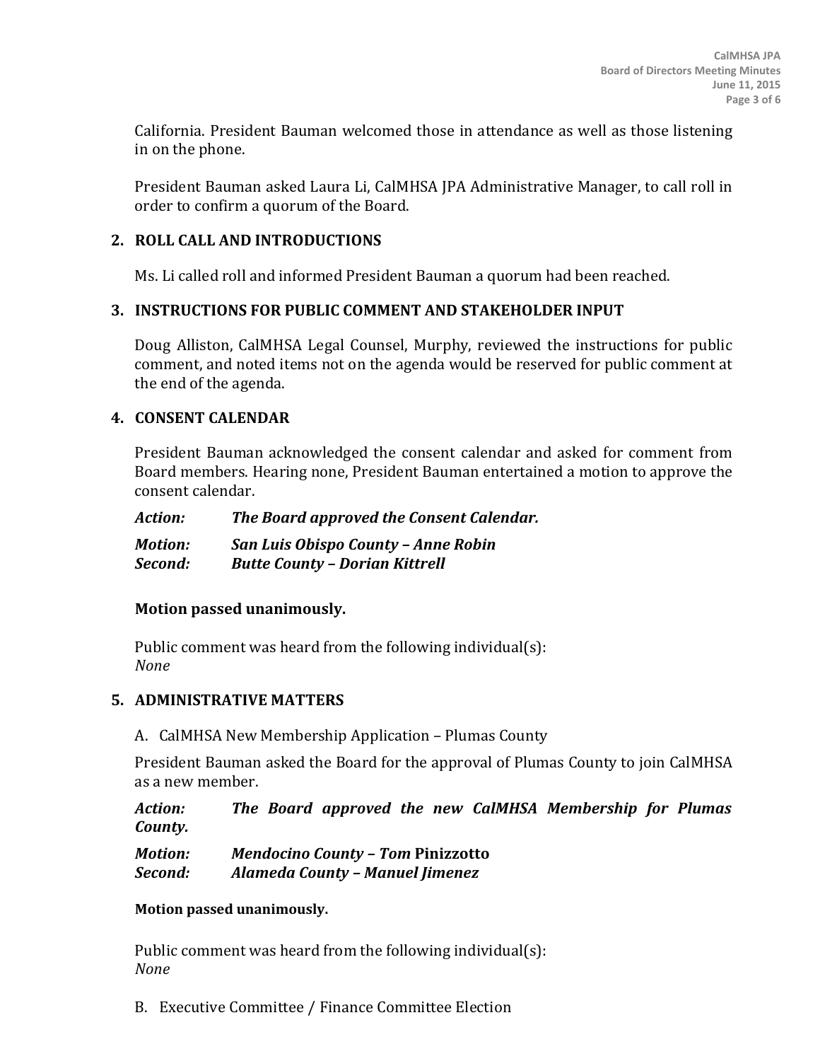California. President Bauman welcomed those in attendance as well as those listening in on the phone.

President Bauman asked Laura Li, CalMHSA JPA Administrative Manager, to call roll in order to confirm a quorum of the Board.

## 2. ROLL CALL AND INTRODUCTIONS

Ms. Li called roll and informed President Bauman a quorum had been reached.

## 3. INSTRUCTIONS FOR PUBLIC COMMENT AND STAKEHOLDER INPUT

Doug Alliston, CalMHSA Legal Counsel, Murphy, reviewed the instructions for public comment, and noted items not on the agenda would be reserved for public comment at the end of the agenda.

## 4. CONSENT CALENDAR

President Bauman acknowledged the consent calendar and asked for comment from Board members. Hearing none, President Bauman entertained a motion to approve the consent calendar.

***Action:*** ***The Board approved the Consent Calendar.***

***Motion:*** ***San Luis Obispo County – Anne Robin***
***Second:*** ***Butte County – Dorian Kittrell***

**Motion passed unanimously.**

Public comment was heard from the following individual(s):
*None*

## 5. ADMINISTRATIVE MATTERS

A. CalMHSA New Membership Application – Plumas County

President Bauman asked the Board for the approval of Plumas County to join CalMHSA as a new member.

***Action:*** ***The Board approved the new CalMHSA Membership for Plumas County.***

***Motion:*** ***Mendocino County – Tom* Pinizzotto**
***Second:*** ***Alameda County – Manuel Jimenez***

**Motion passed unanimously.**

Public comment was heard from the following individual(s):
*None*

B. Executive Committee / Finance Committee Election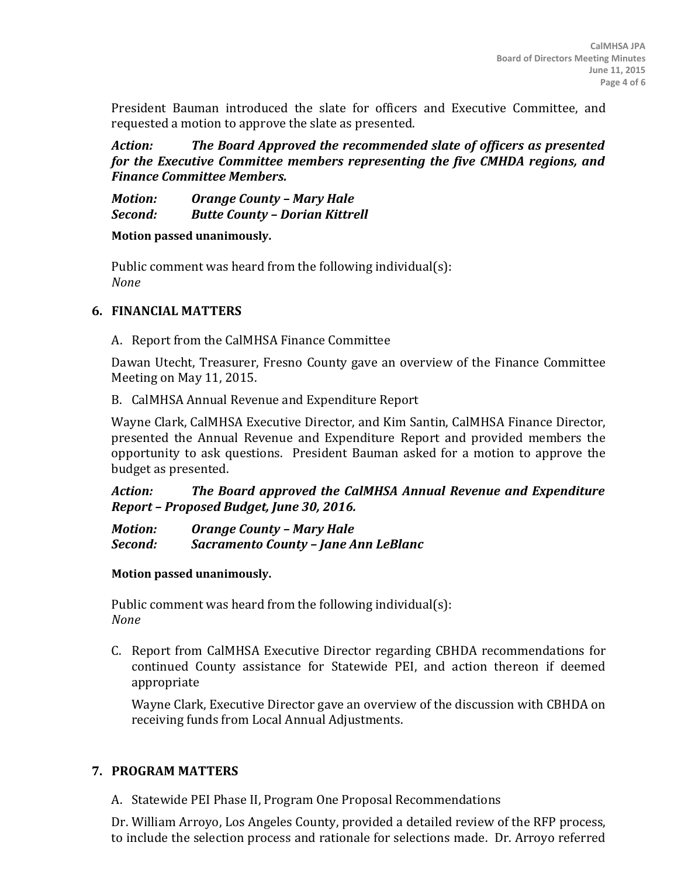President Bauman introduced the slate for officers and Executive Committee, and requested a motion to approve the slate as presented.

***Action:*** ***The Board Approved the recommended slate of officers as presented for the Executive Committee members representing the five CMHDA regions, and Finance Committee Members.***

***Motion:*** ***Orange County – Mary Hale***
***Second:*** ***Butte County – Dorian Kittrell***

**Motion passed unanimously.**

Public comment was heard from the following individual(s):
*None*

## 6. FINANCIAL MATTERS

A. Report from the CalMHSA Finance Committee

Dawan Utecht, Treasurer, Fresno County gave an overview of the Finance Committee Meeting on May 11, 2015.

B. CalMHSA Annual Revenue and Expenditure Report

Wayne Clark, CalMHSA Executive Director, and Kim Santin, CalMHSA Finance Director, presented the Annual Revenue and Expenditure Report and provided members the opportunity to ask questions. President Bauman asked for a motion to approve the budget as presented.

***Action:*** ***The Board approved the CalMHSA Annual Revenue and Expenditure Report – Proposed Budget, June 30, 2016.***

***Motion:*** ***Orange County – Mary Hale***
***Second:*** ***Sacramento County – Jane Ann LeBlanc***

**Motion passed unanimously.**

Public comment was heard from the following individual(s):
*None*

C. Report from CalMHSA Executive Director regarding CBHDA recommendations for continued County assistance for Statewide PEI, and action thereon if deemed appropriate

Wayne Clark, Executive Director gave an overview of the discussion with CBHDA on receiving funds from Local Annual Adjustments.

## 7. PROGRAM MATTERS

A. Statewide PEI Phase II, Program One Proposal Recommendations

Dr. William Arroyo, Los Angeles County, provided a detailed review of the RFP process, to include the selection process and rationale for selections made. Dr. Arroyo referred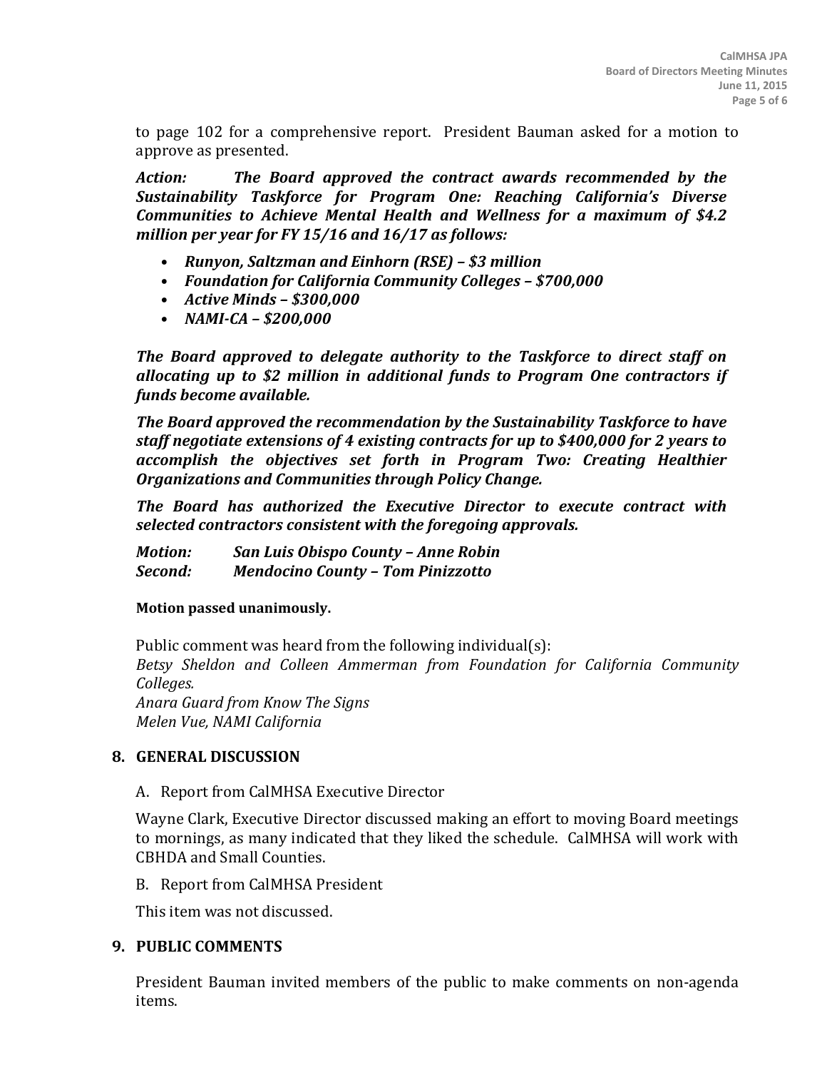to page 102 for a comprehensive report. President Bauman asked for a motion to approve as presented.

***Action:*** ***The Board approved the contract awards recommended by the Sustainability Taskforce for Program One: Reaching California's Diverse Communities to Achieve Mental Health and Wellness for a maximum of $4.2 million per year for FY 15/16 and 16/17 as follows:***

- ***Runyon, Saltzman and Einhorn (RSE) – $3 million***
- ***Foundation for California Community Colleges – $700,000***
- ***Active Minds – $300,000***
- ***NAMI-CA – $200,000***

***The Board approved to delegate authority to the Taskforce to direct staff on allocating up to $2 million in additional funds to Program One contractors if funds become available.***

***The Board approved the recommendation by the Sustainability Taskforce to have staff negotiate extensions of 4 existing contracts for up to $400,000 for 2 years to accomplish the objectives set forth in Program Two: Creating Healthier Organizations and Communities through Policy Change.***

***The Board has authorized the Executive Director to execute contract with selected contractors consistent with the foregoing approvals.***

***Motion:*** ***San Luis Obispo County – Anne Robin***
***Second:*** ***Mendocino County – Tom Pinizzotto***

**Motion passed unanimously.**

Public comment was heard from the following individual(s):
*Betsy Sheldon and Colleen Ammerman from Foundation for California Community Colleges.*
*Anara Guard from Know The Signs*
*Melen Vue, NAMI California*

## 8. GENERAL DISCUSSION

A. Report from CalMHSA Executive Director

Wayne Clark, Executive Director discussed making an effort to moving Board meetings to mornings, as many indicated that they liked the schedule. CalMHSA will work with CBHDA and Small Counties.

B. Report from CalMHSA President

This item was not discussed.

## 9. PUBLIC COMMENTS

President Bauman invited members of the public to make comments on non-agenda items.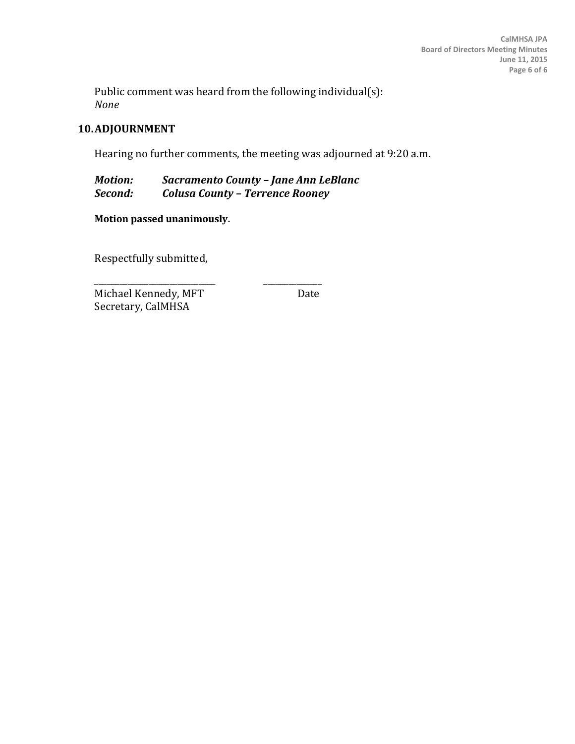Public comment was heard from the following individual(s):
*None*

## 10. ADJOURNMENT

Hearing no further comments, the meeting was adjourned at 9:20 a.m.

***Motion:*** ***Sacramento County – Jane Ann LeBlanc***
***Second:*** ***Colusa County – Terrence Rooney***

**Motion passed unanimously.**

Respectfully submitted,

\_\_\_\_\_\_\_\_\_\_\_\_\_\_\_\_\_\_\_\_\_\_\_\_\_\_\_\_ \_\_\_\_\_\_\_\_\_\_\_\_\_\_
Michael Kennedy, MFT Date
Secretary, CalMHSA